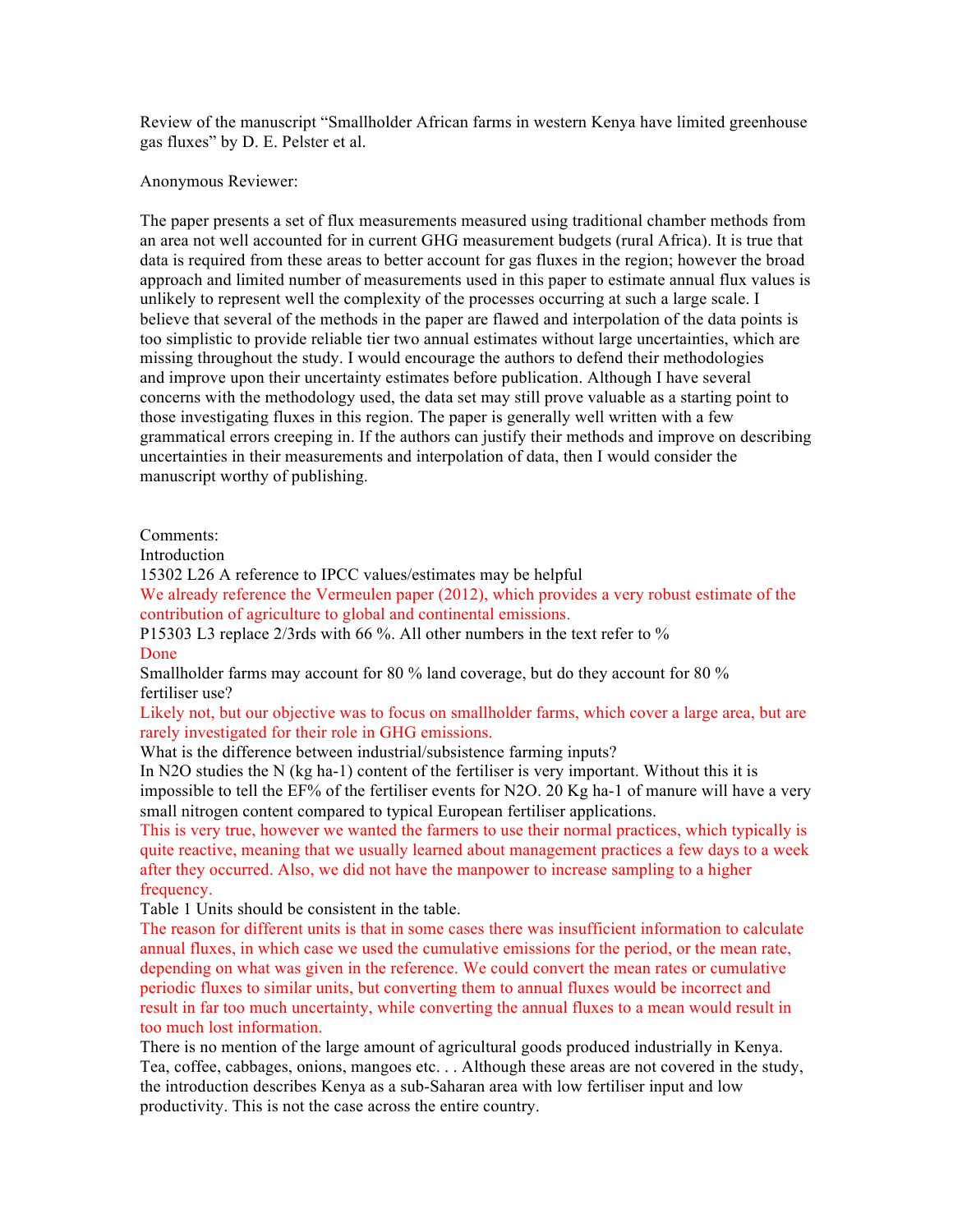Review of the manuscript "Smallholder African farms in western Kenya have limited greenhouse gas fluxes" by D. E. Pelster et al.

Anonymous Reviewer:

The paper presents a set of flux measurements measured using traditional chamber methods from an area not well accounted for in current GHG measurement budgets (rural Africa). It is true that data is required from these areas to better account for gas fluxes in the region; however the broad approach and limited number of measurements used in this paper to estimate annual flux values is unlikely to represent well the complexity of the processes occurring at such a large scale. I believe that several of the methods in the paper are flawed and interpolation of the data points is too simplistic to provide reliable tier two annual estimates without large uncertainties, which are missing throughout the study. I would encourage the authors to defend their methodologies and improve upon their uncertainty estimates before publication. Although I have several concerns with the methodology used, the data set may still prove valuable as a starting point to those investigating fluxes in this region. The paper is generally well written with a few grammatical errors creeping in. If the authors can justify their methods and improve on describing uncertainties in their measurements and interpolation of data, then I would consider the manuscript worthy of publishing.

Comments:

Introduction

15302 L26 A reference to IPCC values/estimates may be helpful

We already reference the Vermeulen paper (2012), which provides a very robust estimate of the contribution of agriculture to global and continental emissions.

P15303 L3 replace 2/3rds with 66 %. All other numbers in the text refer to %

Done

Smallholder farms may account for 80 % land coverage, but do they account for 80 % fertiliser use?

Likely not, but our objective was to focus on smallholder farms, which cover a large area, but are rarely investigated for their role in GHG emissions.

What is the difference between industrial/subsistence farming inputs?

In $N_2O$ studies the N (kg ha-1) content of the fertiliser is very important. Without this it is impossible to tell the EF% of the fertiliser events for $N_2O$. 20 Kg ha-1 of manure will have a very small nitrogen content compared to typical European fertiliser applications.

This is very true, however we wanted the farmers to use their normal practices, which typically is quite reactive, meaning that we usually learned about management practices a few days to a week after they occurred. Also, we did not have the manpower to increase sampling to a higher frequency.

Table 1 Units should be consistent in the table.

The reason for different units is that in some cases there was insufficient information to calculate annual fluxes, in which case we used the cumulative emissions for the period, or the mean rate, depending on what was given in the reference. We could convert the mean rates or cumulative periodic fluxes to similar units, but converting them to annual fluxes would be incorrect and result in far too much uncertainty, while converting the annual fluxes to a mean would result in too much lost information.

There is no mention of the large amount of agricultural goods produced industrially in Kenya. Tea, coffee, cabbages, onions, mangoes etc. . . Although these areas are not covered in the study, the introduction describes Kenya as a sub-Saharan area with low fertiliser input and low productivity. This is not the case across the entire country.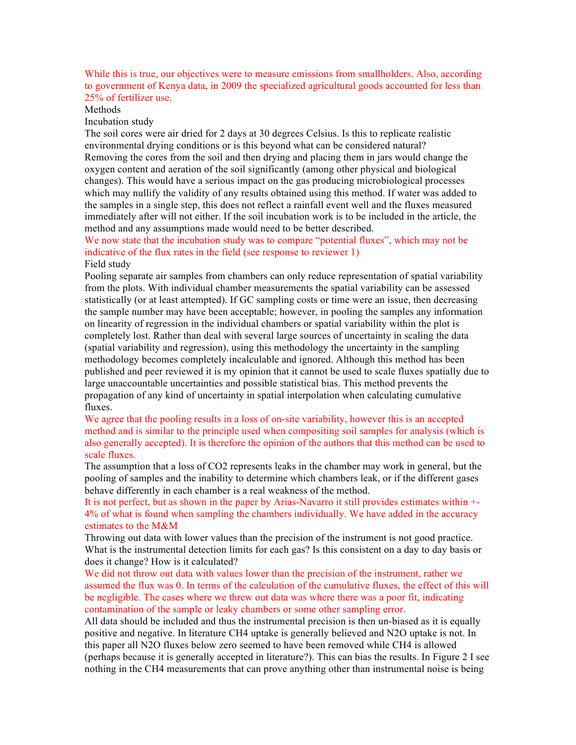While this is true, our objectives were to measure emissions from smallholders. Also, according to government of Kenya data, in 2009 the specialized agricultural goods accounted for less than 25% of fertilizer use.

Methods

Incubation study

The soil cores were air dried for 2 days at 30 degrees Celsius. Is this to replicate realistic environmental drying conditions or is this beyond what can be considered natural? Removing the cores from the soil and then drying and placing them in jars would change the oxygen content and aeration of the soil significantly (among other physical and biological changes). This would have a serious impact on the gas producing microbiological processes which may nullify the validity of any results obtained using this method. If water was added to the samples in a single step, this does not reflect a rainfall event well and the fluxes measured immediately after will not either. If the soil incubation work is to be included in the article, the method and any assumptions made would need to be better described.

We now state that the incubation study was to compare "potential fluxes", which may not be indicative of the flux rates in the field (see response to reviewer 1)

Field study

Pooling separate air samples from chambers can only reduce representation of spatial variability from the plots. With individual chamber measurements the spatial variability can be assessed statistically (or at least attempted). If GC sampling costs or time were an issue, then decreasing the sample number may have been acceptable; however, in pooling the samples any information on linearity of regression in the individual chambers or spatial variability within the plot is completely lost. Rather than deal with several large sources of uncertainty in scaling the data (spatial variability and regression), using this methodology the uncertainty in the sampling methodology becomes completely incalculable and ignored. Although this method has been published and peer reviewed it is my opinion that it cannot be used to scale fluxes spatially due to large unaccountable uncertainties and possible statistical bias. This method prevents the propagation of any kind of uncertainty in spatial interpolation when calculating cumulative fluxes.

We agree that the pooling results in a loss of on-site variability, however this is an accepted method and is similar to the principle used when compositing soil samples for analysis (which is also generally accepted). It is therefore the opinion of the authors that this method can be used to scale fluxes.

The assumption that a loss of $CO_2$ represents leaks in the chamber may work in general, but the pooling of samples and the inability to determine which chambers leak, or if the different gases behave differently in each chamber is a real weakness of the method.

It is not perfect, but as shown in the paper by Arias-Navarro it still provides estimates within +-4% of what is found when sampling the chambers individually. We have added in the accuracy estimates to the M&M

Throwing out data with lower values than the precision of the instrument is not good practice. What is the instrumental detection limits for each gas? Is this consistent on a day to day basis or does it change? How is it calculated?

We did not throw out data with values lower than the precision of the instrument, rather we assumed the flux was 0. In terms of the calculation of the cumulative fluxes, the effect of this will be negligible. The cases where we threw out data was where there was a poor fit, indicating contamination of the sample or leaky chambers or some other sampling error.

All data should be included and thus the instrumental precision is then un-biased as it is equally positive and negative. In literature $CH_4$ uptake is generally believed and $N_2O$ uptake is not. In this paper all $N_2O$ fluxes below zero seemed to have been removed while $CH_4$ is allowed (perhaps because it is generally accepted in literature?). This can bias the results. In Figure 2 I see nothing in the $CH_4$ measurements that can prove anything other than instrumental noise is being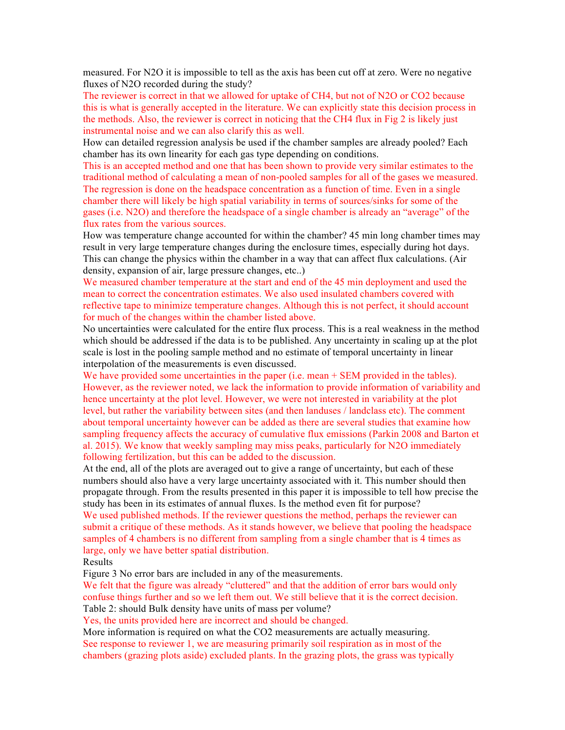measured. For $N_2O$ it is impossible to tell as the axis has been cut off at zero. Were no negative fluxes of $N_2O$ recorded during the study?

The reviewer is correct in that we allowed for uptake of $CH_4$, but not of $N_2O$ or $CO_2$ because this is what is generally accepted in the literature. We can explicitly state this decision process in the methods. Also, the reviewer is correct in noticing that the $CH_4$ flux in Fig 2 is likely just instrumental noise and we can also clarify this as well.

How can detailed regression analysis be used if the chamber samples are already pooled? Each chamber has its own linearity for each gas type depending on conditions.

This is an accepted method and one that has been shown to provide very similar estimates to the traditional method of calculating a mean of non-pooled samples for all of the gases we measured. The regression is done on the headspace concentration as a function of time. Even in a single chamber there will likely be high spatial variability in terms of sources/sinks for some of the gases (i.e. $N_2O$) and therefore the headspace of a single chamber is already an "average" of the flux rates from the various sources.

How was temperature change accounted for within the chamber? 45 min long chamber times may result in very large temperature changes during the enclosure times, especially during hot days. This can change the physics within the chamber in a way that can affect flux calculations. (Air density, expansion of air, large pressure changes, etc..)

We measured chamber temperature at the start and end of the 45 min deployment and used the mean to correct the concentration estimates. We also used insulated chambers covered with reflective tape to minimize temperature changes. Although this is not perfect, it should account for much of the changes within the chamber listed above.

No uncertainties were calculated for the entire flux process. This is a real weakness in the method which should be addressed if the data is to be published. Any uncertainty in scaling up at the plot scale is lost in the pooling sample method and no estimate of temporal uncertainty in linear interpolation of the measurements is even discussed.

We have provided some uncertainties in the paper (i.e. mean + SEM provided in the tables). However, as the reviewer noted, we lack the information to provide information of variability and hence uncertainty at the plot level. However, we were not interested in variability at the plot level, but rather the variability between sites (and then landuses / landclass etc). The comment about temporal uncertainty however can be added as there are several studies that examine how sampling frequency affects the accuracy of cumulative flux emissions (Parkin 2008 and Barton et al. 2015). We know that weekly sampling may miss peaks, particularly for $N_2O$ immediately following fertilization, but this can be added to the discussion.

At the end, all of the plots are averaged out to give a range of uncertainty, but each of these numbers should also have a very large uncertainty associated with it. This number should then propagate through. From the results presented in this paper it is impossible to tell how precise the study has been in its estimates of annual fluxes. Is the method even fit for purpose?

We used published methods. If the reviewer questions the method, perhaps the reviewer can submit a critique of these methods. As it stands however, we believe that pooling the headspace samples of 4 chambers is no different from sampling from a single chamber that is 4 times as large, only we have better spatial distribution.

Results

Figure 3 No error bars are included in any of the measurements.

We felt that the figure was already "cluttered" and that the addition of error bars would only confuse things further and so we left them out. We still believe that it is the correct decision.

Table 2: should Bulk density have units of mass per volume?

Yes, the units provided here are incorrect and should be changed.

More information is required on what the $CO_2$ measurements are actually measuring.

See response to reviewer 1, we are measuring primarily soil respiration as in most of the chambers (grazing plots aside) excluded plants. In the grazing plots, the grass was typically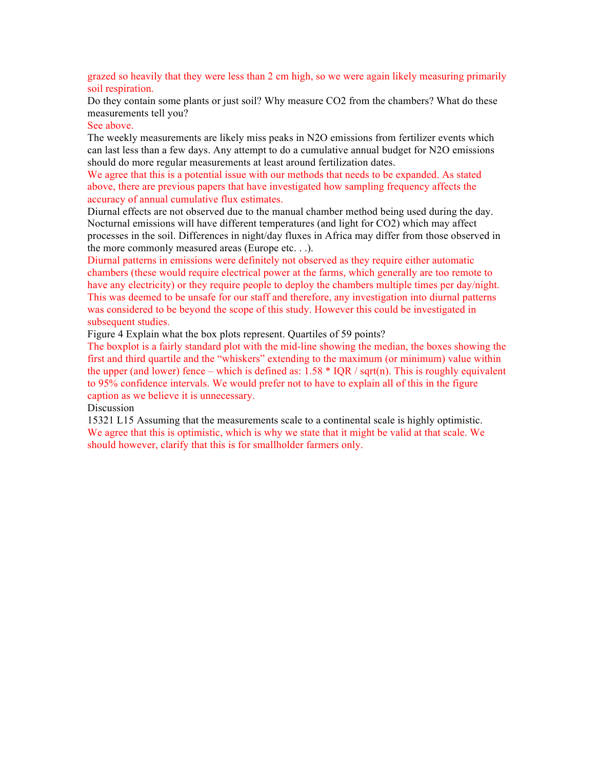grazed so heavily that they were less than 2 cm high, so we were again likely measuring primarily soil respiration.

Do they contain some plants or just soil? Why measure $CO_2$ from the chambers? What do these measurements tell you?

See above.

The weekly measurements are likely miss peaks in $N_2O$ emissions from fertilizer events which can last less than a few days. Any attempt to do a cumulative annual budget for $N_2O$ emissions should do more regular measurements at least around fertilization dates.

We agree that this is a potential issue with our methods that needs to be expanded. As stated above, there are previous papers that have investigated how sampling frequency affects the accuracy of annual cumulative flux estimates.

Diurnal effects are not observed due to the manual chamber method being used during the day. Nocturnal emissions will have different temperatures (and light for $CO_2$) which may affect processes in the soil. Differences in night/day fluxes in Africa may differ from those observed in the more commonly measured areas (Europe etc. . .).

Diurnal patterns in emissions were definitely not observed as they require either automatic chambers (these would require electrical power at the farms, which generally are too remote to have any electricity) or they require people to deploy the chambers multiple times per day/night. This was deemed to be unsafe for our staff and therefore, any investigation into diurnal patterns was considered to be beyond the scope of this study. However this could be investigated in subsequent studies.

Figure 4 Explain what the box plots represent. Quartiles of 59 points?

The boxplot is a fairly standard plot with the mid-line showing the median, the boxes showing the first and third quartile and the "whiskers" extending to the maximum (or minimum) value within the upper (and lower) fence – which is defined as: $1.58 * IQR / \sqrt{n}$. This is roughly equivalent to 95% confidence intervals. We would prefer not to have to explain all of this in the figure caption as we believe it is unnecessary.

Discussion

15321 L15 Assuming that the measurements scale to a continental scale is highly optimistic.

We agree that this is optimistic, which is why we state that it might be valid at that scale. We should however, clarify that this is for smallholder farmers only.